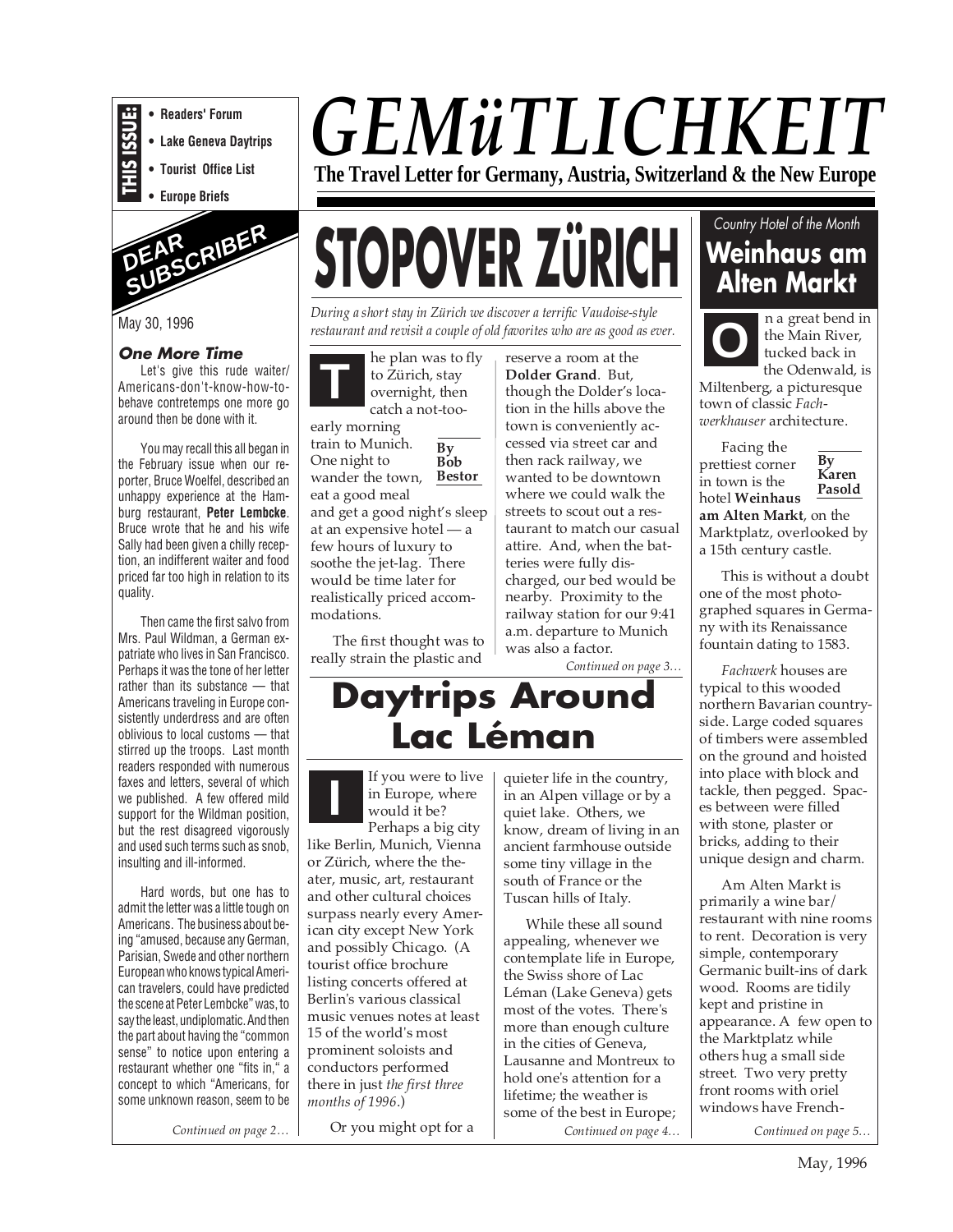# GEMüTLICHKEIT

**The Travel Letter for Germany, Austria, Switzerland & the New Europe**

**THIS ISSUE:**

- **Readers' Forum**
- **Lake Geneva Daytrips**
- **Tourist Office List**
- **Europe Briefs**

## DEAR SUBSCRIBER

May 30, 1996

### *One More Time*

Let's give this rude waiter/ Americans-don't-know-how-to-behave contretemps one more go around then be done with it.

You may recall this all began in the February issue when our reporter, Bruce Woelfel, described an unhappy experience at the Hamburg restaurant, **Peter Lembcke**. Bruce wrote that he and his wife Sally had been given a chilly reception, an indifferent waiter and food priced far too high in relation to its quality.

Then came the first salvo from Mrs. Paul Wildman, a German expatriate who lives in San Francisco. Perhaps it was the tone of her letter rather than its substance — that Americans traveling in Europe consistently underdress and are often oblivious to local customs — that stirred up the troops. Last month readers responded with numerous faxes and letters, several of which we published. A few offered mild support for the Wildman position, but the rest disagreed vigorously and used such terms such as snob, insulting and ill-informed.

Hard words, but one has to admit the letter was a little tough on Americans. The business about being "amused, because any German, Parisian, Swede and other northern European who knows typical American travelers, could have predicted the scene at Peter Lembcke" was, to say the least, undiplomatic. And then the part about having the "common sense" to notice upon entering a restaurant whether one "fits in," a concept to which "Americans, for some unknown reason, seem to be

*Continued on page 2…*

# STOPOVER ZÜRICH

*During a short stay in Zürich we discover a terrific Vaudoise-style restaurant and revisit a couple of old favorites who are as good as ever.*

**By Bob Bestor**

The plan was to fly to Zürich, stay overnight, then catch a not-too-early morning train to Munich. One night to wander the town, eat a good meal and get a good night's sleep at an expensive hotel — a few hours of luxury to soothe the jet-lag. There would be time later for realistically priced accommodations.

The first thought was to really strain the plastic and reserve a room at the **Dolder Grand**. But, though the Dolder's location in the hills above the town is conveniently accessed via street car and then rack railway, we wanted to be downtown where we could walk the streets to scout out a restaurant to match our casual attire. And, when the batteries were fully discharged, our bed would be nearby. Proximity to the railway station for our 9:41 a.m. departure to Munich was also a factor.

*Continued on page 3…*

# Daytrips Around Lac Léman

If you were to live in Europe, where would it be? Perhaps a big city like Berlin, Munich, Vienna or Zürich, where the theater, music, art, restaurant and other cultural choices surpass nearly every American city except New York and possibly Chicago. (A tourist office brochure listing concerts offered at Berlin's various classical music venues notes at least 15 of the world's most prominent soloists and conductors performed there in just *the first three months of 1996*.)

Or you might opt for a quieter life in the country, in an Alpen village or by a quiet lake. Others, we know, dream of living in an ancient farmhouse outside some tiny village in the south of France or the Tuscan hills of Italy.

While these all sound appealing, whenever we contemplate life in Europe, the Swiss shore of Lac Léman (Lake Geneva) gets most of the votes. There's more than enough culture in the cities of Geneva, Lausanne and Montreux to hold one's attention for a lifetime; the weather is some of the best in Europe;

*Continued on page 4…*

*Country Hotel of the Month*

# Weinhaus am Alten Markt

**By Karen Pasold**

On a great bend in the Main River, tucked back in the Odenwald, is Miltenberg, a picturesque town of classic *Fachwerkhauser* architecture.

Facing the prettiest corner in town is the hotel **Weinhaus am Alten Markt**, on the Marktplatz, overlooked by a 15th century castle.

This is without a doubt one of the most photographed squares in Germany with its Renaissance fountain dating to 1583.

*Fachwerk* houses are typical to this wooded northern Bavarian countryside. Large coded squares of timbers were assembled on the ground and hoisted into place with block and tackle, then pegged. Spaces between were filled with stone, plaster or bricks, adding to their unique design and charm.

Am Alten Markt is primarily a wine bar/ restaurant with nine rooms to rent. Decoration is very simple, contemporary Germanic built-ins of dark wood. Rooms are tidily kept and pristine in appearance. A few open to the Marktplatz while others hug a small side street. Two very pretty front rooms with oriel windows have French-

*Continued on page 5…*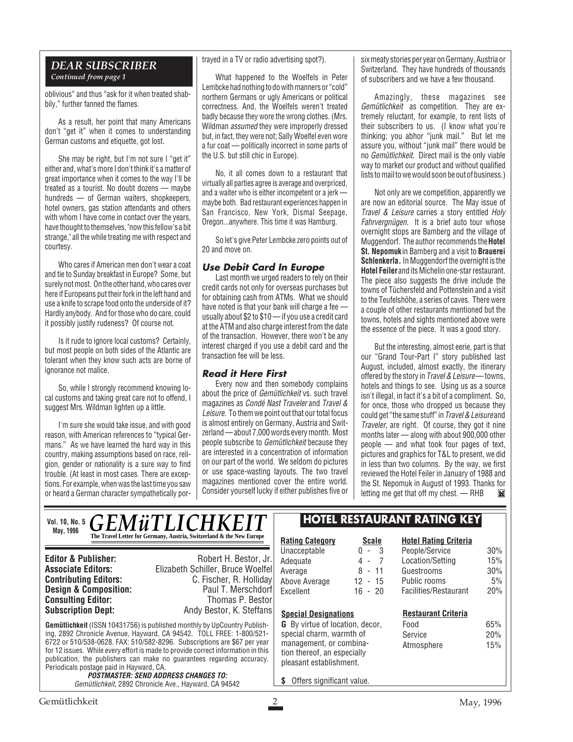## DEAR SUBSCRIBER

*Continued from page 1*

oblivious" and thus "ask for it when treated shabbily," further fanned the flames.

As a result, her point that many Americans don't "get it" when it comes to understanding German customs and etiquette, got lost.

She may be right, but I'm not sure I "get it" either and, what's more I don't think it's a matter of great importance when it comes to the way I'll be treated as a tourist. No doubt dozens — maybe hundreds — of German waiters, shopkeepers, hotel owners, gas station attendants and others with whom I have come in contact over the years, have thought to themselves, "now this fellow's a bit strange," all the while treating me with respect and courtesy.

Who cares if American men don't wear a coat and tie to Sunday breakfast in Europe? Some, but surely not most. On the other hand, who cares over here if Europeans put their fork in the left hand and use a knife to scrape food onto the underside of it? Hardly anybody. And for those who do care, could it possibly justify rudeness? Of course not.

Is it rude to ignore local customs? Certainly, but most people on both sides of the Atlantic are tolerant when they know such acts are borne of ignorance not malice.

So, while I strongly recommend knowing local customs and taking great care not to offend, I suggest Mrs. Wildman lighten up a little.

I'm sure she would take issue, and with good reason, with American references to "typical Germans." As we have learned the hard way in this country, making assumptions based on race, religion, gender or nationality is a sure way to find trouble. (At least in most cases. There are exceptions. For example, when was the last time you saw or heard a German character sympathetically portrayed in a TV or radio advertising spot?).

What happened to the Woelfels in Peter Lembcke had nothing to do with manners or "cold" northern Germans or ugly Americans or political correctness. And, the Woelfels weren't treated badly because they wore the wrong clothes. (Mrs. Wildman *assumed* they were improperly dressed but, in fact, they were not; Sally Woelfel even wore a fur coat — politically incorrect in some parts of the U.S. but still chic in Europe).

No, it all comes down to a restaurant that virtually all parties agree is average and overpriced, and a waiter who is either incompetent or a jerk — maybe both. Bad restaurant experiences happen in San Francisco, New York, Dismal Seepage, Oregon...anywhere. This time it was Hamburg.

So let's give Peter Lembcke zero points out of 20 and move on.

### *Use Debit Card In Europe*

Last month we urged readers to rely on their credit cards not only for overseas purchases but for obtaining cash from ATMs. What we should have noted is that your bank will charge a fee — usually about $2 to $10 — if you use a credit card at the ATM and also charge interest from the date of the transaction. However, there won't be any interest charged if you use a debit card and the transaction fee will be less.

### *Read it Here First*

Every now and then somebody complains about the price of *Gemütlichkeit* vs. such travel magazines as *Condé Nast Traveler* and *Travel & Leisure*. To them we point out that our total focus is almost entirely on Germany, Austria and Switzerland — about 7,000 words every month. Most people subscribe to *Gemütlichkeit* because they are interested in a concentration of information on our part of the world. We seldom do pictures or use space-wasting layouts. The two travel magazines mentioned cover the entire world. Consider yourself lucky if either publishes five or six meaty stories per year on Germany, Austria or Switzerland. They have hundreds of thousands of subscribers and we have a few thousand.

Amazingly, these magazines see *Gemütlichkeit* as competition. They are extremely reluctant, for example, to rent lists of their subscribers to us. (I know what you're thinking; you abhor "junk mail." But let me assure you, without "junk mail" there would be no *Gemütlichkeit*. Direct mail is the only viable way to market our product and without qualified lists to mail to we would soon be out of business.)

Not only are we competition, apparently we are now an editorial source. The May issue of *Travel & Leisure* carries a story entitled *Holy Fahrvergnügen*. It is a brief auto tour whose overnight stops are Bamberg and the village of Muggendorf. The author recommends the **Hotel St. Nepomuk** in Bamberg and a visit to **Brauerei Schlenkerla.** In Muggendorf the overnight is the **Hotel Feiler** and its Michelin one-star restaurant. The piece also suggests the drive include the towns of Tüchersfeld and Pottenstein and a visit to the Teufelshöhe, a series of caves. There were a couple of other restaurants mentioned but the towns, hotels and sights mentioned above were the essence of the piece. It was a good story.

But the interesting, almost eerie, part is that our "Grand Tour-Part I" story published last August, included, almost exactly, the itinerary offered by the story in *Travel & Leisure* — towns, hotels and things to see. Using us as a source isn't illegal, in fact it's a bit of a compliment. So, for once, those who dropped us because they could get "the same stuff" in *Travel & Leisure* and *Traveler*, are right. Of course, they got it nine months later — along with about 900,000 other people — and what took four pages of text, pictures and graphics for T&L to present, we did in less than two columns. By the way, we first reviewed the Hotel Feiler in January of 1988 and the St. Nepomuk in August of 1993. Thanks for letting me get that off my chest. — RHB

---

**Vol. 10, No. 5**
**May, 1996**

# GEMüTLICHKEIT

**The Travel Letter for Germany, Austria, Switzerland & the New Europe**

| | |
|---|---|
| **Editor & Publisher:** | Robert H. Bestor, Jr. |
| **Associate Editors:** | Elizabeth Schiller, Bruce Woelfel |
| **Contributing Editors:** | C. Fischer, R. Holliday |
| **Design & Composition:** | Paul T. Merschdorf |
| **Consulting Editor:** | Thomas P. Bestor |
| **Subscription Dept:** | Andy Bestor, K. Steffans |

**Gemütlichkeit** (ISSN 10431756) is published monthly by UpCountry Publishing, 2892 Chronicle Avenue, Hayward, CA 94542. TOLL FREE: 1-800/521-6722 or 510/538-0628. FAX: 510/582-8296. Subscriptions are $67 per year for 12 issues. While every effort is made to provide correct information in this publication, the publishers can make no guarantees regarding accuracy. Periodicals postage paid in Hayward, CA.

***POSTMASTER: SEND ADDRESS CHANGES TO:***
*Gemütlichkeit*, 2892 Chronicle Ave., Hayward, CA 94542

## HOTEL RESTAURANT RATING KEY

| Rating Category | Scale |
|---|---|
| Unacceptable | 0 - 3 |
| Adequate | 4 - 7 |
| Average | 8 - 11 |
| Above Average | 12 - 15 |
| Excellent | 16 - 20 |

| Hotel Rating Criteria | |
|---|---|
| People/Service | 30% |
| Location/Setting | 15% |
| Guestrooms | 30% |
| Public rooms | 5% |
| Facilities/Restaurant | 20% |

**Special Designations**

**G** By virtue of location, decor, special charm, warmth of management, or combination thereof, an especially pleasant establishment.

**$** Offers significant value.

| Restaurant Criteria | |
|---|---|
| Food | 65% |
| Service | 20% |
| Atmosphere | 15% |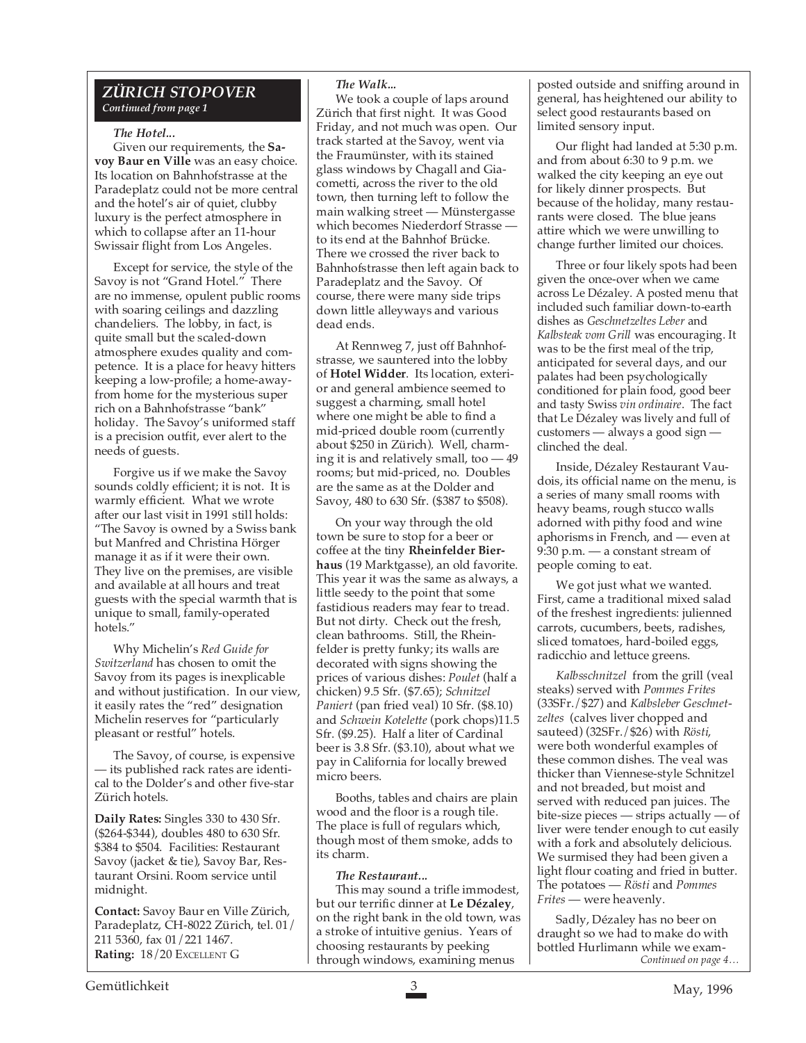## ZÜRICH STOPOVER

*Continued from page 1*

***The Hotel...***

Given our requirements, the **Savoy Baur en Ville** was an easy choice. Its location on Bahnhofstrasse at the Paradeplatz could not be more central and the hotel's air of quiet, clubby luxury is the perfect atmosphere in which to collapse after an 11-hour Swissair flight from Los Angeles.

Except for service, the style of the Savoy is not "Grand Hotel." There are no immense, opulent public rooms with soaring ceilings and dazzling chandeliers. The lobby, in fact, is quite small but the scaled-down atmosphere exudes quality and competence. It is a place for heavy hitters keeping a low-profile; a home-away-from home for the mysterious super rich on a Bahnhofstrasse "bank" holiday. The Savoy's uniformed staff is a precision outfit, ever alert to the needs of guests.

Forgive us if we make the Savoy sounds coldly efficient; it is not. It is warmly efficient. What we wrote after our last visit in 1991 still holds: "The Savoy is owned by a Swiss bank but Manfred and Christina Hörger manage it as if it were their own. They live on the premises, are visible and available at all hours and treat guests with the special warmth that is unique to small, family-operated hotels."

Why Michelin's *Red Guide for Switzerland* has chosen to omit the Savoy from its pages is inexplicable and without justification. In our view, it easily rates the "red" designation Michelin reserves for "particularly pleasant or restful" hotels.

The Savoy, of course, is expensive — its published rack rates are identical to the Dolder's and other five-star Zürich hotels.

**Daily Rates:** Singles 330 to 430 Sfr. ($264-$344), doubles 480 to 630 Sfr. $384 to $504. Facilities: Restaurant Savoy (jacket & tie), Savoy Bar, Restaurant Orsini. Room service until midnight.

**Contact:** Savoy Baur en Ville Zürich, Paradeplatz, CH-8022 Zürich, tel. 01/211 5360, fax 01/221 1467.
**Rating:** 18/20 EXCELLENT G

***The Walk...***

We took a couple of laps around Zürich that first night. It was Good Friday, and not much was open. Our track started at the Savoy, went via the Fraumünster, with its stained glass windows by Chagall and Giacometti, across the river to the old town, then turning left to follow the main walking street — Münstergasse which becomes Niederdorf Strasse — to its end at the Bahnhof Brücke. There we crossed the river back to Bahnhofstrasse then left again back to Paradeplatz and the Savoy. Of course, there were many side trips down little alleyways and various dead ends.

At Rennweg 7, just off Bahnhofstrasse, we sauntered into the lobby of **Hotel Widder**. Its location, exterior and general ambience seemed to suggest a charming, small hotel where one might be able to find a mid-priced double room (currently about $250 in Zürich). Well, charming it is and relatively small, too — 49 rooms; but mid-priced, no. Doubles are the same as at the Dolder and Savoy, 480 to 630 Sfr. ($387 to $508).

On your way through the old town be sure to stop for a beer or coffee at the tiny **Rheinfelder Bierhaus** (19 Marktgasse), an old favorite. This year it was the same as always, a little seedy to the point that some fastidious readers may fear to tread. But not dirty. Check out the fresh, clean bathrooms. Still, the Rheinfelder is pretty funky; its walls are decorated with signs showing the prices of various dishes: *Poulet* (half a chicken) 9.5 Sfr. ($7.65); *Schnitzel Paniert* (pan fried veal) 10 Sfr. ($8.10) and *Schwein Kotelette* (pork chops)11.5 Sfr. ($9.25). Half a liter of Cardinal beer is 3.8 Sfr. ($3.10), about what we pay in California for locally brewed micro beers.

Booths, tables and chairs are plain wood and the floor is a rough tile. The place is full of regulars which, though most of them smoke, adds to its charm.

***The Restaurant...***

This may sound a trifle immodest, but our terrific dinner at **Le Dézaley**, on the right bank in the old town, was a stroke of intuitive genius. Years of choosing restaurants by peeking through windows, examining menus posted outside and sniffing around in general, has heightened our ability to select good restaurants based on limited sensory input.

Our flight had landed at 5:30 p.m. and from about 6:30 to 9 p.m. we walked the city keeping an eye out for likely dinner prospects. But because of the holiday, many restaurants were closed. The blue jeans attire which we were unwilling to change further limited our choices.

Three or four likely spots had been given the once-over when we came across Le Dézaley. A posted menu that included such familiar down-to-earth dishes as *Geschnetzeltes Leber* and *Kalbsteak vom Grill* was encouraging. It was to be the first meal of the trip, anticipated for several days, and our palates had been psychologically conditioned for plain food, good beer and tasty Swiss *vin ordinaire*. The fact that Le Dézaley was lively and full of customers — always a good sign — clinched the deal.

Inside, Dézaley Restaurant Vaudois, its official name on the menu, is a series of many small rooms with heavy beams, rough stucco walls adorned with pithy food and wine aphorisms in French, and — even at 9:30 p.m. — a constant stream of people coming to eat.

We got just what we wanted. First, came a traditional mixed salad of the freshest ingredients: julienned carrots, cucumbers, beets, radishes, sliced tomatoes, hard-boiled eggs, radicchio and lettuce greens.

*Kalbsschnitzel* from the grill (veal steaks) served with *Pommes Frites* (33SFr./$27) and *Kalbsleber Geschnetzeltes* (calves liver chopped and sauteed) (32SFr./$26) with *Rösti*, were both wonderful examples of these common dishes. The veal was thicker than Viennese-style Schnitzel and not breaded, but moist and served with reduced pan juices. The bite-size pieces — strips actually — of liver were tender enough to cut easily with a fork and absolutely delicious. We surmised they had been given a light flour coating and fried in butter. The potatoes — *Rösti* and *Pommes Frites* — were heavenly.

Sadly, Dézaley has no beer on draught so we had to make do with bottled Hurlimann while we exam-

*Continued on page 4…*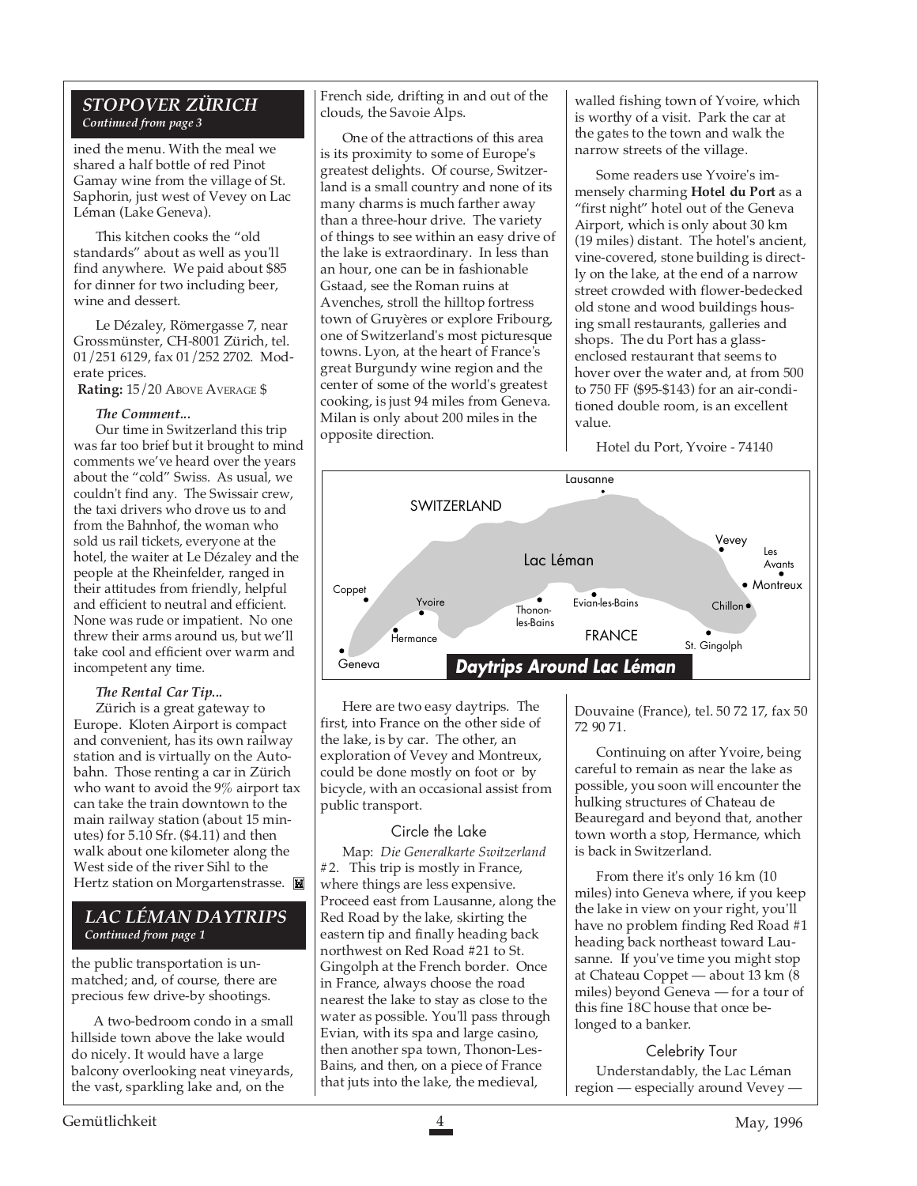## STOPOVER ZÜRICH

*Continued from page 3*

ined the menu. With the meal we shared a half bottle of red Pinot Gamay wine from the village of St. Saphorin, just west of Vevey on Lac Léman (Lake Geneva).

This kitchen cooks the "old standards" about as well as you'll find anywhere. We paid about $85 for dinner for two including beer, wine and dessert.

Le Dézaley, Römergasse 7, near Grossmünster, CH-8001 Zürich, tel. 01/251 6129, fax 01/252 2702. Moderate prices.

**Rating:** 15/20 ABOVE AVERAGE $

***The Comment...***

Our time in Switzerland this trip was far too brief but it brought to mind comments we've heard over the years about the "cold" Swiss. As usual, we couldn't find any. The Swissair crew, the taxi drivers who drove us to and from the Bahnhof, the woman who sold us rail tickets, everyone at the hotel, the waiter at Le Dézaley and the people at the Rheinfelder, ranged in their attitudes from friendly, helpful and efficient to neutral and efficient. None was rude or impatient. No one threw their arms around us, but we'll take cool and efficient over warm and incompetent any time.

***The Rental Car Tip...***

Zürich is a great gateway to Europe. Kloten Airport is compact and convenient, has its own railway station and is virtually on the Autobahn. Those renting a car in Zürich who want to avoid the 9% airport tax can take the train downtown to the main railway station (about 15 minutes) for 5.10 Sfr. ($4.11) and then walk about one kilometer along the West side of the river Sihl to the Hertz station on Morgartenstrasse.

## LAC LÉMAN DAYTRIPS

*Continued from page 1*

the public transportation is unmatched; and, of course, there are precious few drive-by shootings.

A two-bedroom condo in a small hillside town above the lake would do nicely. It would have a large balcony overlooking neat vineyards, the vast, sparkling lake and, on the French side, drifting in and out of the clouds, the Savoie Alps.

One of the attractions of this area is its proximity to some of Europe's greatest delights. Of course, Switzerland is a small country and none of its many charms is much farther away than a three-hour drive. The variety of things to see within an easy drive of the lake is extraordinary. In less than an hour, one can be in fashionable Gstaad, see the Roman ruins at Avenches, stroll the hilltop fortress town of Gruyères or explore Fribourg, one of Switzerland's most picturesque towns. Lyon, at the heart of France's great Burgundy wine region and the center of some of the world's greatest cooking, is just 94 miles from Geneva. Milan is only about 200 miles in the opposite direction.

**Daytrips Around Lac Léman**

(Map labels: Lausanne, SWITZERLAND, Lac Léman, Vevey, Les Avants, Montreux, Chillon, St. Gingolph, FRANCE, Evian-les-Bains, Thonon-les-Bains, Yvoire, Hermance, Coppet, Geneva)

Here are two easy daytrips. The first, into France on the other side of the lake, is by car. The other, an exploration of Vevey and Montreux, could be done mostly on foot or by bicycle, with an occasional assist from public transport.

### Circle the Lake

Map: *Die Generalkarte Switzerland* #2. This trip is mostly in France, where things are less expensive. Proceed east from Lausanne, along the Red Road by the lake, skirting the eastern tip and finally heading back northwest on Red Road #21 to St. Gingolph at the French border. Once in France, always choose the road nearest the lake to stay as close to the water as possible. You'll pass through Evian, with its spa and large casino, then another spa town, Thonon-Les-Bains, and then, on a piece of France that juts into the lake, the medieval, walled fishing town of Yvoire, which is worthy of a visit. Park the car at the gates to the town and walk the narrow streets of the village.

Some readers use Yvoire's immensely charming **Hotel du Port** as a "first night" hotel out of the Geneva Airport, which is only about 30 km (19 miles) distant. The hotel's ancient, vine-covered, stone building is directly on the lake, at the end of a narrow street crowded with flower-bedecked old stone and wood buildings housing small restaurants, galleries and shops. The du Port has a glass-enclosed restaurant that seems to hover over the water and, at from 500 to 750 FF ($95-$143) for an air-conditioned double room, is an excellent value.

Hotel du Port, Yvoire - 74140 Douvaine (France), tel. 50 72 17, fax 50 72 90 71.

Continuing on after Yvoire, being careful to remain as near the lake as possible, you soon will encounter the hulking structures of Chateau de Beauregard and beyond that, another town worth a stop, Hermance, which is back in Switzerland.

From there it's only 16 km (10 miles) into Geneva where, if you keep the lake in view on your right, you'll have no problem finding Red Road #1 heading back northeast toward Lausanne. If you've time you might stop at Chateau Coppet — about 13 km (8 miles) beyond Geneva — for a tour of this fine 18C house that once belonged to a banker.

### Celebrity Tour

Understandably, the Lac Léman region — especially around Vevey —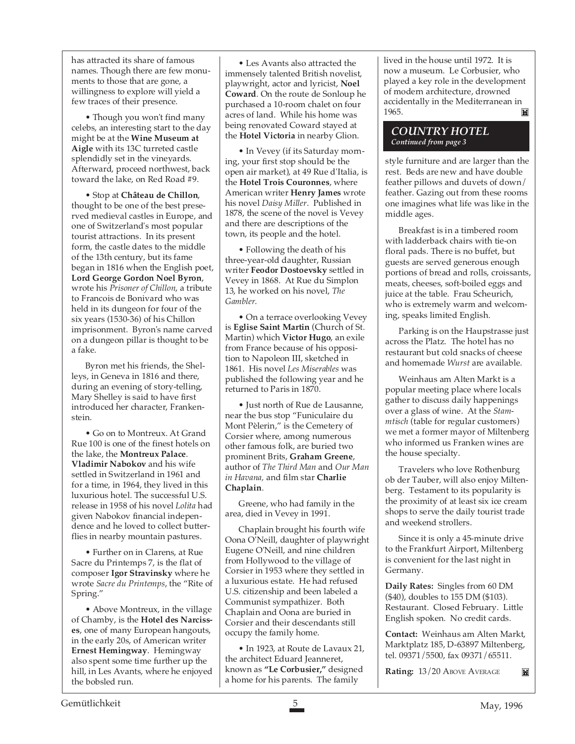has attracted its share of famous names. Though there are few monuments to those that are gone, a willingness to explore will yield a few traces of their presence.

• Though you won't find many celebs, an interesting start to the day might be at the **Wine Museum at Aigle** with its 13C turreted castle splendidly set in the vineyards. Afterward, proceed northwest, back toward the lake, on Red Road #9.

• Stop at **Château de Chillon**, thought to be one of the best preserved medieval castles in Europe, and one of Switzerland's most popular tourist attractions. In its present form, the castle dates to the middle of the 13th century, but its fame began in 1816 when the English poet, **Lord George Gordon Noel Byron**, wrote his *Prisoner of Chillon*, a tribute to Francois de Bonivard who was held in its dungeon for four of the six years (1530-36) of his Chillon imprisonment. Byron's name carved on a dungeon pillar is thought to be a fake.

Byron met his friends, the Shelleys, in Geneva in 1816 and there, during an evening of story-telling, Mary Shelley is said to have first introduced her character, Frankenstein.

• Go on to Montreux. At Grand Rue 100 is one of the finest hotels on the lake, the **Montreux Palace**. **Vladimir Nabokov** and his wife settled in Switzerland in 1961 and for a time, in 1964, they lived in this luxurious hotel. The successful U.S. release in 1958 of his novel *Lolita* had given Nabokov financial independence and he loved to collect butterflies in nearby mountain pastures.

• Further on in Clarens, at Rue Sacre du Printemps 7, is the flat of composer **Igor Stravinsky** where he wrote *Sacre du Printemps*, the "Rite of Spring."

• Above Montreux, in the village of Chamby, is the **Hotel des Narcisses**, one of many European hangouts, in the early 20s, of American writer **Ernest Hemingway**. Hemingway also spent some time further up the hill, in Les Avants, where he enjoyed the bobsled run.

• Les Avants also attracted the immensely talented British novelist, playwright, actor and lyricist, **Noel Coward**. On the route de Sonloup he purchased a 10-room chalet on four acres of land. While his home was being renovated Coward stayed at the **Hotel Victoria** in nearby Glion.

• In Vevey (if its Saturday morning, your first stop should be the open air market), at 49 Rue d'Italia, is the **Hotel Trois Couronnes**, where American writer **Henry James** wrote his novel *Daisy Miller*. Published in 1878, the scene of the novel is Vevey and there are descriptions of the town, its people and the hotel.

• Following the death of his three-year-old daughter, Russian writer **Feodor Dostoevsky** settled in Vevey in 1868. At Rue du Simplon 13, he worked on his novel, *The Gambler*.

• On a terrace overlooking Vevey is **Eglise Saint Martin** (Church of St. Martin) which **Victor Hugo**, an exile from France because of his opposition to Napoleon III, sketched in 1861. His novel *Les Miserables* was published the following year and he returned to Paris in 1870.

• Just north of Rue de Lausanne, near the bus stop "Funiculaire du Mont Pèlerin," is the Cemetery of Corsier where, among numerous other famous folk, are buried two prominent Brits, **Graham Greene**, author of *The Third Man* and *Our Man in Havana,* and film star **Charlie Chaplain**.

Greene, who had family in the area, died in Vevey in 1991.

Chaplain brought his fourth wife Oona O'Neill, daughter of playwright Eugene O'Neill, and nine children from Hollywood to the village of Corsier in 1953 where they settled in a luxurious estate. He had refused U.S. citizenship and been labeled a Communist sympathizer. Both Chaplain and Oona are buried in Corsier and their descendants still occupy the family home.

• In 1923, at Route de Lavaux 21, the architect Eduard Jeanneret, known as **"Le Corbusier,"** designed a home for his parents. The family lived in the house until 1972. It is now a museum. Le Corbusier, who played a key role in the development of modern architecture, drowned accidentally in the Mediterranean in 1965.

## COUNTRY HOTEL
*Continued from page 3*

style furniture and are larger than the rest. Beds are new and have double feather pillows and duvets of down/feather. Gazing out from these rooms one imagines what life was like in the middle ages.

Breakfast is in a timbered room with ladderback chairs with tie-on floral pads. There is no buffet, but guests are served generous enough portions of bread and rolls, croissants, meats, cheeses, soft-boiled eggs and juice at the table. Frau Scheurich, who is extremely warm and welcoming, speaks limited English.

Parking is on the Haupstrasse just across the Platz. The hotel has no restaurant but cold snacks of cheese and homemade *Wurst* are available.

Weinhaus am Alten Markt is a popular meeting place where locals gather to discuss daily happenings over a glass of wine. At the *Stammtisch* (table for regular customers) we met a former mayor of Miltenberg who informed us Franken wines are the house specialty.

Travelers who love Rothenburg ob der Tauber, will also enjoy Miltenberg. Testament to its popularity is the proximity of at least six ice cream shops to serve the daily tourist trade and weekend strollers.

Since it is only a 45-minute drive to the Frankfurt Airport, Miltenberg is convenient for the last night in Germany.

**Daily Rates:** Singles from 60 DM ($40), doubles to 155 DM ($103). Restaurant. Closed February. Little English spoken. No credit cards.

**Contact:** Weinhaus am Alten Markt, Marktplatz 185, D-63897 Miltenberg, tel. 09371/5500, fax 09371/65511.

**Rating:** 13/20 ABOVE AVERAGE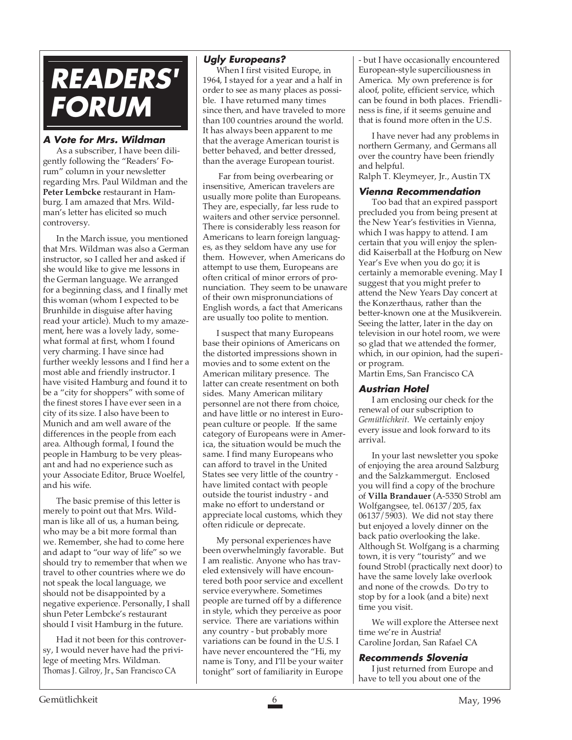# READERS' FORUM

### A Vote for Mrs. Wildman

As a subscriber, I have been diligently following the "Readers' Forum" column in your newsletter regarding Mrs. Paul Wildman and the **Peter Lembcke** restaurant in Hamburg. I am amazed that Mrs. Wildman's letter has elicited so much controversy.

In the March issue, you mentioned that Mrs. Wildman was also a German instructor, so I called her and asked if she would like to give me lessons in the German language. We arranged for a beginning class, and I finally met this woman (whom I expected to be Brunhilde in disguise after having read your article). Much to my amazement, here was a lovely lady, somewhat formal at first, whom I found very charming. I have since had further weekly lessons and I find her a most able and friendly instructor. I have visited Hamburg and found it to be a "city for shoppers" with some of the finest stores I have ever seen in a city of its size. I also have been to Munich and am well aware of the differences in the people from each area. Although formal, I found the people in Hamburg to be very pleasant and had no experience such as your Associate Editor, Bruce Woelfel, and his wife.

The basic premise of this letter is merely to point out that Mrs. Wildman is like all of us, a human being, who may be a bit more formal than we. Remember, she had to come here and adapt to "our way of life" so we should try to remember that when we travel to other countries where we do not speak the local language, we should not be disappointed by a negative experience. Personally, I shall shun Peter Lembcke's restaurant should I visit Hamburg in the future.

Had it not been for this controversy, I would never have had the privilege of meeting Mrs. Wildman.
Thomas J. Gilroy, Jr., San Francisco CA

### Ugly Europeans?

When I first visited Europe, in 1964, I stayed for a year and a half in order to see as many places as possible. I have returned many times since then, and have traveled to more than 100 countries around the world. It has always been apparent to me that the average American tourist is better behaved, and better dressed, than the average European tourist.

Far from being overbearing or insensitive, American travelers are usually more polite than Europeans. They are, especially, far less rude to waiters and other service personnel. There is considerably less reason for Americans to learn foreign languages, as they seldom have any use for them. However, when Americans do attempt to use them, Europeans are often critical of minor errors of pronunciation. They seem to be unaware of their own mispronunciations of English words, a fact that Americans are usually too polite to mention.

I suspect that many Europeans base their opinions of Americans on the distorted impressions shown in movies and to some extent on the American military presence. The latter can create resentment on both sides. Many American military personnel are not there from choice, and have little or no interest in European culture or people. If the same category of Europeans were in America, the situation would be much the same. I find many Europeans who can afford to travel in the United States see very little of the country - have limited contact with people outside the tourist industry - and make no effort to understand or appreciate local customs, which they often ridicule or deprecate.

My personal experiences have been overwhelmingly favorable. But I am realistic. Anyone who has traveled extensively will have encountered both poor service and excellent service everywhere. Sometimes people are turned off by a difference in style, which they perceive as poor service. There are variations within any country - but probably more variations can be found in the U.S. I have never encountered the "Hi, my name is Tony, and I'll be your waiter tonight" sort of familiarity in Europe - but I have occasionally encountered European-style superciliousness in America. My own preference is for aloof, polite, efficient service, which can be found in both places. Friendliness is fine, if it seems genuine and that is found more often in the U.S.

I have never had any problems in northern Germany, and Germans all over the country have been friendly and helpful.
Ralph T. Kleymeyer, Jr., Austin TX

### Vienna Recommendation

Too bad that an expired passport precluded you from being present at the New Year's festivities in Vienna, which I was happy to attend. I am certain that you will enjoy the splendid Kaiserball at the Hofburg on New Year's Eve when you do go; it is certainly a memorable evening. May I suggest that you might prefer to attend the New Years Day concert at the Konzerthaus, rather than the better-known one at the Musikverein. Seeing the latter, later in the day on television in our hotel room, we were so glad that we attended the former, which, in our opinion, had the superior program.
Martin Ems, San Francisco CA

### Austrian Hotel

I am enclosing our check for the renewal of our subscription to *Gemütlichkeit.* We certainly enjoy every issue and look forward to its arrival.

In your last newsletter you spoke of enjoying the area around Salzburg and the Salzkammergut. Enclosed you will find a copy of the brochure of **Villa Brandauer** (A-5350 Strobl am Wolfgangsee, tel. 06137/205, fax 06137/5903). We did not stay there but enjoyed a lovely dinner on the back patio overlooking the lake. Although St. Wolfgang is a charming town, it is very "touristy" and we found Strobl (practically next door) to have the same lovely lake overlook and none of the crowds. Do try to stop by for a look (and a bite) next time you visit.

We will explore the Attersee next time we're in Austria!
Caroline Jordan, San Rafael CA

### Recommends Slovenia

I just returned from Europe and have to tell you about one of the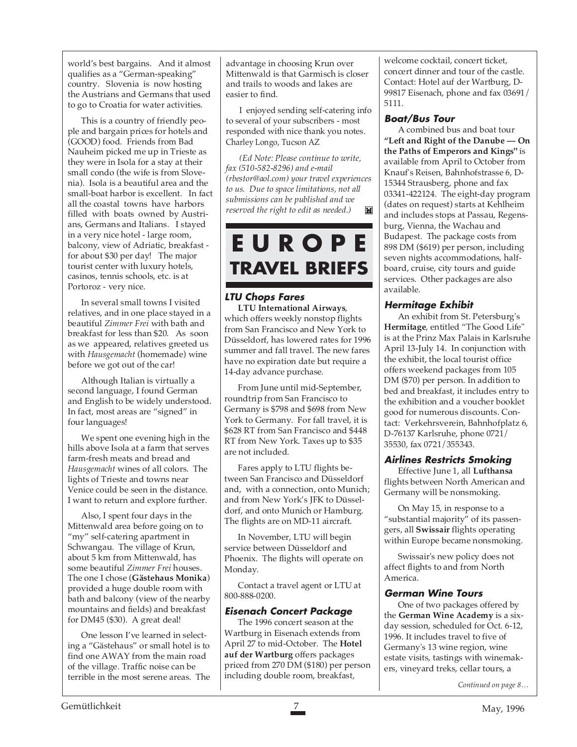world's best bargains. And it almost qualifies as a "German-speaking" country. Slovenia is now hosting the Austrians and Germans that used to go to Croatia for water activities.

This is a country of friendly people and bargain prices for hotels and (GOOD) food. Friends from Bad Nauheim picked me up in Trieste as they were in Isola for a stay at their small condo (the wife is from Slovenia). Isola is a beautiful area and the small-boat harbor is excellent. In fact all the coastal towns have harbors filled with boats owned by Austrians, Germans and Italians. I stayed in a very nice hotel - large room, balcony, view of Adriatic, breakfast - for about $30 per day! The major tourist center with luxury hotels, casinos, tennis schools, etc. is at Portoroz - very nice.

In several small towns I visited relatives, and in one place stayed in a beautiful *Zimmer Frei* with bath and breakfast for less than $20. As soon as we appeared, relatives greeted us with *Hausgemacht* (homemade) wine before we got out of the car!

Although Italian is virtually a second language, I found German and English to be widely understood. In fact, most areas are "signed" in four languages!

We spent one evening high in the hills above Isola at a farm that serves farm-fresh meats and bread and *Hausgemacht* wines of all colors. The lights of Trieste and towns near Venice could be seen in the distance. I want to return and explore further.

Also, I spent four days in the Mittenwald area before going on to "my" self-catering apartment in Schwangau. The village of Krun, about 5 km from Mittenwald, has some beautiful *Zimmer Frei* houses. The one I chose (**Gästehaus Monika**) provided a huge double room with bath and balcony (view of the nearby mountains and fields) and breakfast for DM45 ($30). A great deal!

One lesson I've learned in selecting a "Gästehaus" or small hotel is to find one AWAY from the main road of the village. Traffic noise can be terrible in the most serene areas. The advantage in choosing Krun over Mittenwald is that Garmisch is closer and trails to woods and lakes are easier to find.

I enjoyed sending self-catering info to several of your subscribers - most responded with nice thank you notes.
Charley Longo, Tucson AZ

*(Ed Note: Please continue to write, fax (510-582-8296) and e-mail (rbestor@aol.com) your travel experiences to us. Due to space limitations, not all submissions can be published and we reserved the right to edit as needed.)*

# EUROPE TRAVEL BRIEFS

### LTU Chops Fares

**LTU International Airways**, which offers weekly nonstop flights from San Francisco and New York to Düsseldorf, has lowered rates for 1996 summer and fall travel. The new fares have no expiration date but require a 14-day advance purchase.

From June until mid-September, roundtrip from San Francisco to Germany is $798 and $698 from New York to Germany. For fall travel, it is $628 RT from San Francisco and $448 RT from New York. Taxes up to $35 are not included.

Fares apply to LTU flights between San Francisco and Düsseldorf and, with a connection, onto Munich; and from New York's JFK to Düsseldorf, and onto Munich or Hamburg. The flights are on MD-11 aircraft.

In November, LTU will begin service between Düsseldorf and Phoenix. The flights will operate on Monday.

Contact a travel agent or LTU at 800-888-0200.

### Eisenach Concert Package

The 1996 concert season at the Wartburg in Eisenach extends from April 27 to mid-October. The **Hotel auf der Wartburg** offers packages priced from 270 DM ($180) per person including double room, breakfast, welcome cocktail, concert ticket, concert dinner and tour of the castle. Contact: Hotel auf der Wartburg, D-99817 Eisenach, phone and fax 03691/ 5111.

### Boat/Bus Tour

A combined bus and boat tour **"Left and Right of the Danube — On the Paths of Emperors and Kings"** is available from April to October from Knauf's Reisen, Bahnhofstrasse 6, D-15344 Strausberg, phone and fax 03341-422124. The eight-day program (dates on request) starts at Kehlheim and includes stops at Passau, Regensburg, Vienna, the Wachau and Budapest. The package costs from 898 DM ($619) per person, including seven nights accommodations, half-board, cruise, city tours and guide services. Other packages are also available.

### Hermitage Exhibit

An exhibit from St. Petersburg's **Hermitage**, entitled "The Good Life" is at the Prinz Max Palais in Karlsruhe April 13-July 14. In conjunction with the exhibit, the local tourist office offers weekend packages from 105 DM ($70) per person. In addition to bed and breakfast, it includes entry to the exhibition and a voucher booklet good for numerous discounts. Contact: Verkehrsverein, Bahnhofplatz 6, D-76137 Karlsruhe, phone 0721/ 35530, fax 0721/355343.

### Airlines Restricts Smoking

Effective June 1, all **Lufthansa** flights between North American and Germany will be nonsmoking.

On May 15, in response to a "substantial majority" of its passengers, all **Swissair** flights operating within Europe became nonsmoking.

Swissair's new policy does not affect flights to and from North America.

### German Wine Tours

One of two packages offered by the **German Wine Academy** is a six-day session, scheduled for Oct. 6-12, 1996. It includes travel to five of Germany's 13 wine region, wine estate visits, tastings with winemakers, vineyard treks, cellar tours, a

*Continued on page 8…*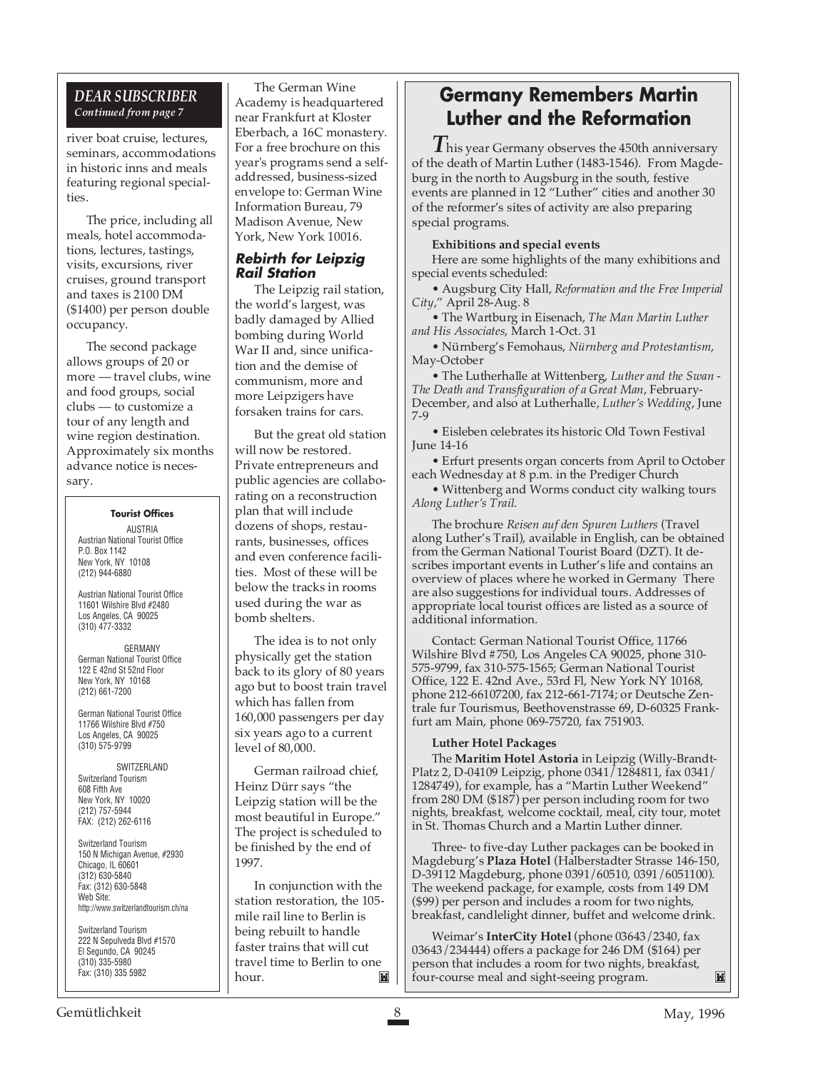*DEAR SUBSCRIBER*
*Continued from page 7*

river boat cruise, lectures, seminars, accommodations in historic inns and meals featuring regional specialties.

The price, including all meals, hotel accommodations, lectures, tastings, visits, excursions, river cruises, ground transport and taxes is 2100 DM ($1400) per person double occupancy.

The second package allows groups of 20 or more — travel clubs, wine and food groups, social clubs — to customize a tour of any length and wine region destination. Approximately six months advance notice is necessary.

**Tourist Offices**

AUSTRIA
Austrian National Tourist Office
P.O. Box 1142
New York, NY 10108
(212) 944-6880

Austrian National Tourist Office
11601 Wilshire Blvd #2480
Los Angeles, CA 90025
(310) 477-3332

GERMANY
German National Tourist Office
122 E 42nd St 52nd Floor
New York, NY 10168
(212) 661-7200

German National Tourist Office
11766 Wilshire Blvd #750
Los Angeles, CA 90025
(310) 575-9799

SWITZERLAND
Switzerland Tourism
608 Fifth Ave
New York, NY 10020
(212) 757-5944
FAX: (212) 262-6116

Switzerland Tourism
150 N Michigan Avenue, #2930
Chicago, IL 60601
(312) 630-5840
Fax: (312) 630-5848
Web Site:
http://www.switzerlandtourism.ch/na

Switzerland Tourism
222 N Sepulveda Blvd #1570
El Segundo, CA 90245
(310) 335-5980
Fax: (310) 335 5982

The German Wine Academy is headquartered near Frankfurt at Kloster Eberbach, a 16C monastery. For a free brochure on this year's programs send a self-addressed, business-sized envelope to: German Wine Information Bureau, 79 Madison Avenue, New York, New York 10016.

### Rebirth for Leipzig Rail Station

The Leipzig rail station, the world's largest, was badly damaged by Allied bombing during World War II and, since unification and the demise of communism, more and more Leipzigers have forsaken trains for cars.

But the great old station will now be restored. Private entrepreneurs and public agencies are collaborating on a reconstruction plan that will include dozens of shops, restaurants, businesses, offices and even conference facilities. Most of these will be below the tracks in rooms used during the war as bomb shelters.

The idea is to not only physically get the station back to its glory of 80 years ago but to boost train travel which has fallen from 160,000 passengers per day six years ago to a current level of 80,000.

German railroad chief, Heinz Dürr says "the Leipzig station will be the most beautiful in Europe." The project is scheduled to be finished by the end of 1997.

In conjunction with the station restoration, the 105-mile rail line to Berlin is being rebuilt to handle faster trains that will cut travel time to Berlin to one hour.

## Germany Remembers Martin Luther and the Reformation

This year Germany observes the 450th anniversary of the death of Martin Luther (1483-1546). From Magdeburg in the north to Augsburg in the south, festive events are planned in 12 "Luther" cities and another 30 of the reformer's sites of activity are also preparing special programs.

**Exhibitions and special events**

Here are some highlights of the many exhibitions and special events scheduled:

- Augsburg City Hall, *Reformation and the Free Imperial City*," April 28-Aug. 8
- The Wartburg in Eisenach, *The Man Martin Luther and His Associates*, March 1-Oct. 31
- Nürnberg's Femohaus, *Nürnberg and Protestantism*, May-October
- The Lutherhalle at Wittenberg, *Luther and the Swan - The Death and Transfiguration of a Great Man*, February-December, and also at Lutherhalle, *Luther's Wedding*, June 7-9
- Eisleben celebrates its historic Old Town Festival June 14-16
- Erfurt presents organ concerts from April to October each Wednesday at 8 p.m. in the Prediger Church
- Wittenberg and Worms conduct city walking tours *Along Luther's Trail*.

The brochure *Reisen auf den Spuren Luthers* (Travel along Luther's Trail), available in English, can be obtained from the German National Tourist Board (DZT). It describes important events in Luther's life and contains an overview of places where he worked in Germany There are also suggestions for individual tours. Addresses of appropriate local tourist offices are listed as a source of additional information.

Contact: German National Tourist Office, 11766 Wilshire Blvd #750, Los Angeles CA 90025, phone 310-575-9799, fax 310-575-1565; German National Tourist Office, 122 E. 42nd Ave., 53rd Fl, New York NY 10168, phone 212-66107200, fax 212-661-7174; or Deutsche Zentrale fur Tourismus, Beethovenstrasse 69, D-60325 Frankfurt am Main, phone 069-75720, fax 751903.

**Luther Hotel Packages**

The **Maritim Hotel Astoria** in Leipzig (Willy-Brandt-Platz 2, D-04109 Leipzig, phone 0341/1284811, fax 0341/1284749), for example, has a "Martin Luther Weekend" from 280 DM ($187) per person including room for two nights, breakfast, welcome cocktail, meal, city tour, motet in St. Thomas Church and a Martin Luther dinner.

Three- to five-day Luther packages can be booked in Magdeburg's **Plaza Hotel** (Halberstadter Strasse 146-150, D-39112 Magdeburg, phone 0391/60510, 0391/6051100). The weekend package, for example, costs from 149 DM ($99) per person and includes a room for two nights, breakfast, candlelight dinner, buffet and welcome drink.

Weimar's **InterCity Hotel** (phone 03643/2340, fax 03643/234444) offers a package for 246 DM ($164) per person that includes a room for two nights, breakfast, four-course meal and sight-seeing program.